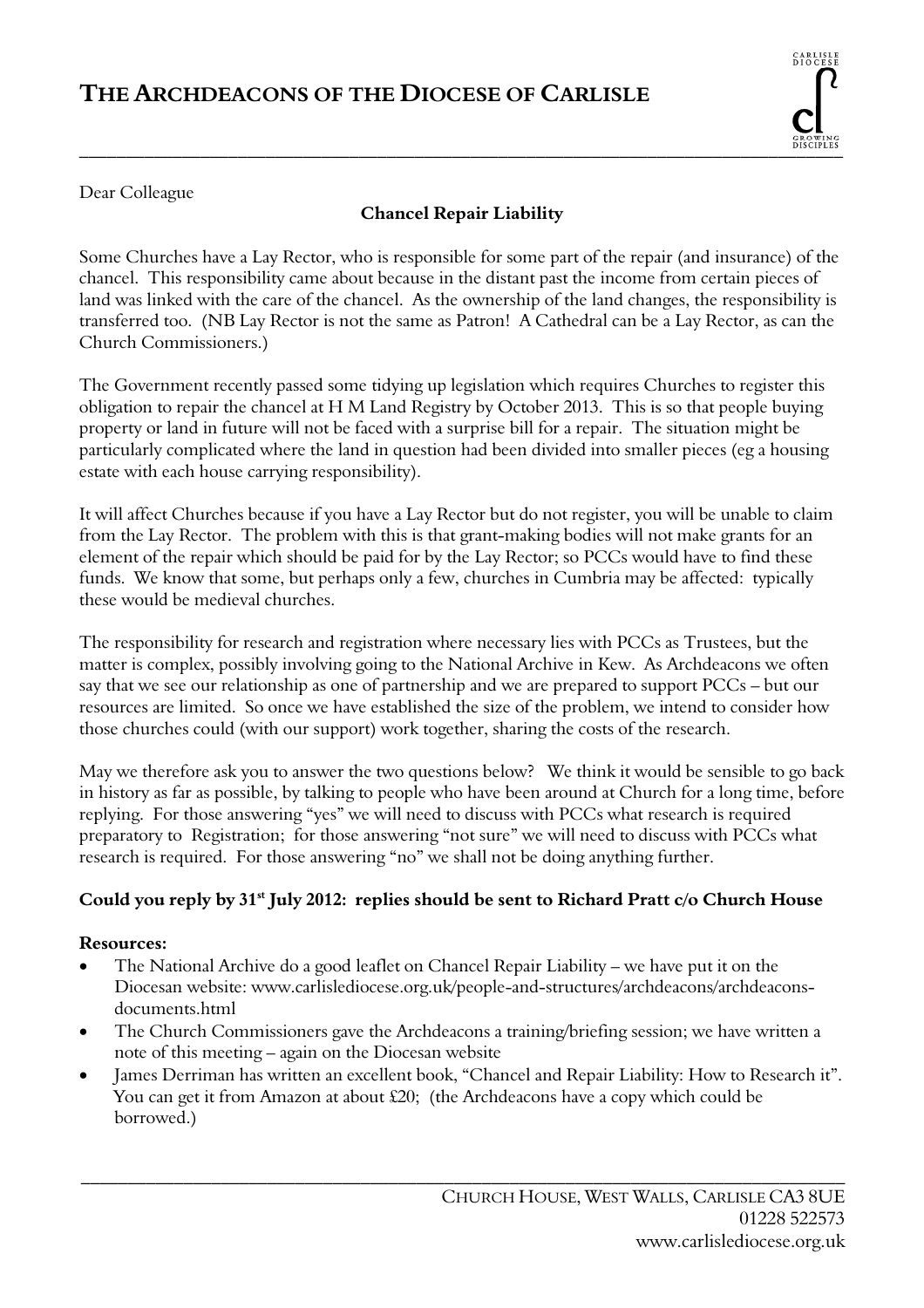# THE ARCHDEACONS OF THE DIOCESE OF CARLISLE

Dear Colleague

**Chancel Repair Liability**

Some Churches have a Lay Rector, who is responsible for some part of the repair (and insurance) of the chancel. This responsibility came about because in the distant past the income from certain pieces of land was linked with the care of the chancel. As the ownership of the land changes, the responsibility is transferred too. (NB Lay Rector is not the same as Patron! A Cathedral can be a Lay Rector, as can the Church Commissioners.)

The Government recently passed some tidying up legislation which requires Churches to register this obligation to repair the chancel at H M Land Registry by October 2013. This is so that people buying property or land in future will not be faced with a surprise bill for a repair. The situation might be particularly complicated where the land in question had been divided into smaller pieces (eg a housing estate with each house carrying responsibility).

It will affect Churches because if you have a Lay Rector but do not register, you will be unable to claim from the Lay Rector. The problem with this is that grant-making bodies will not make grants for an element of the repair which should be paid for by the Lay Rector; so PCCs would have to find these funds. We know that some, but perhaps only a few, churches in Cumbria may be affected: typically these would be medieval churches.

The responsibility for research and registration where necessary lies with PCCs as Trustees, but the matter is complex, possibly involving going to the National Archive in Kew. As Archdeacons we often say that we see our relationship as one of partnership and we are prepared to support PCCs – but our resources are limited. So once we have established the size of the problem, we intend to consider how those churches could (with our support) work together, sharing the costs of the research.

May we therefore ask you to answer the two questions below? We think it would be sensible to go back in history as far as possible, by talking to people who have been around at Church for a long time, before replying. For those answering "yes" we will need to discuss with PCCs what research is required preparatory to Registration; for those answering "not sure" we will need to discuss with PCCs what research is required. For those answering "no" we shall not be doing anything further.

**Could you reply by 31st July 2012: replies should be sent to Richard Pratt c/o Church House**

**Resources:**

- The National Archive do a good leaflet on Chancel Repair Liability – we have put it on the Diocesan website: www.carlislediocese.org.uk/people-and-structures/archdeacons/archdeacons-documents.html
- The Church Commissioners gave the Archdeacons a training/briefing session; we have written a note of this meeting – again on the Diocesan website
- James Derriman has written an excellent book, "Chancel and Repair Liability: How to Research it". You can get it from Amazon at about £20; (the Archdeacons have a copy which could be borrowed.)

CHURCH HOUSE, WEST WALLS, CARLISLE CA3 8UE
01228 522573
www.carlislediocese.org.uk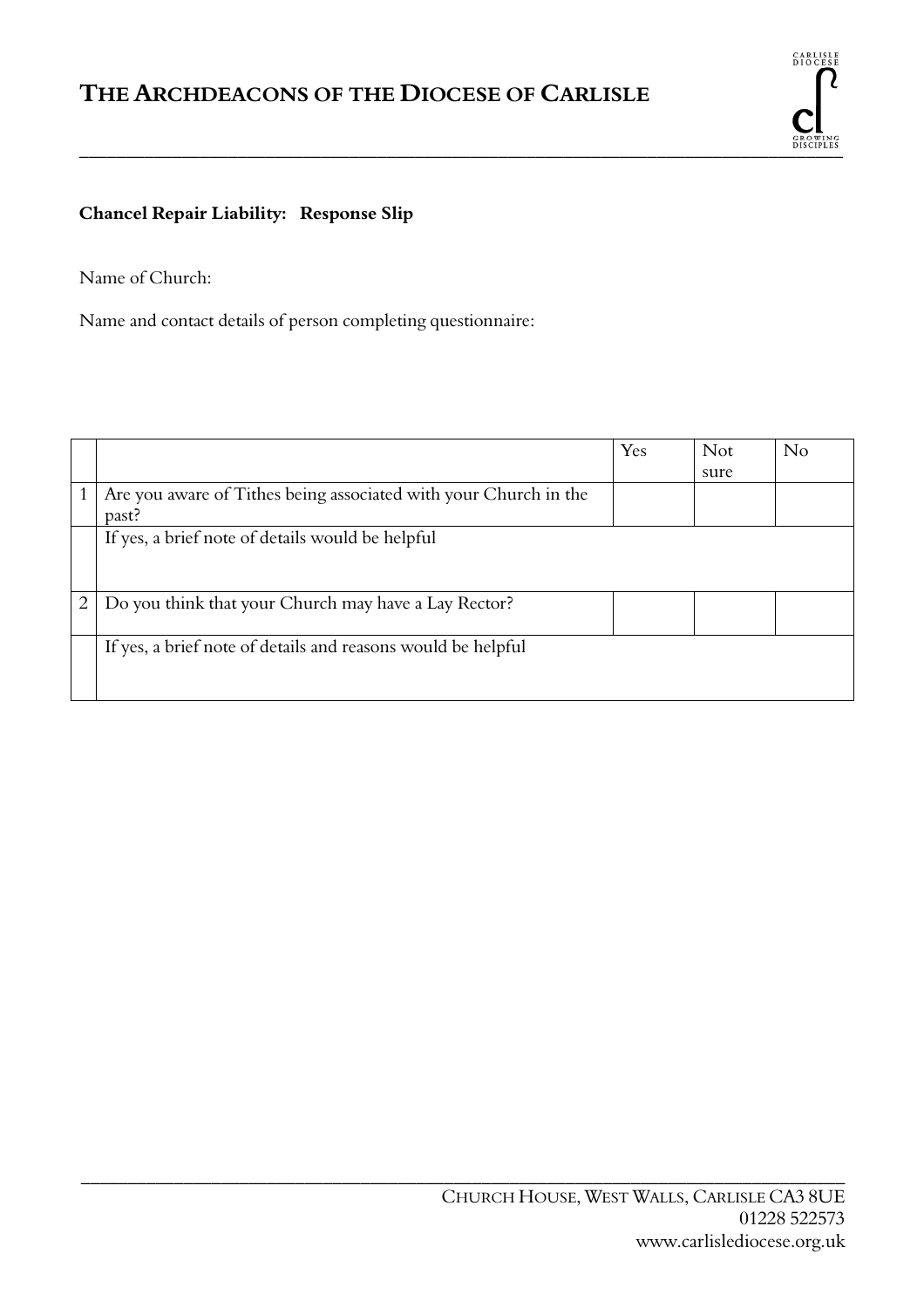# THE ARCHDEACONS OF THE DIOCESE OF CARLISLE

**Chancel Repair Liability: Response Slip**

Name of Church:

Name and contact details of person completing questionnaire:

| | | Yes | Not sure | No |
|---|---|---|---|---|
| 1 | Are you aware of Tithes being associated with your Church in the past? | | | |
| | If yes, a brief note of details would be helpful | | | |
| 2 | Do you think that your Church may have a Lay Rector? | | | |
| | If yes, a brief note of details and reasons would be helpful | | | |

CHURCH HOUSE, WEST WALLS, CARLISLE CA3 8UE
01228 522573
www.carlislediocese.org.uk